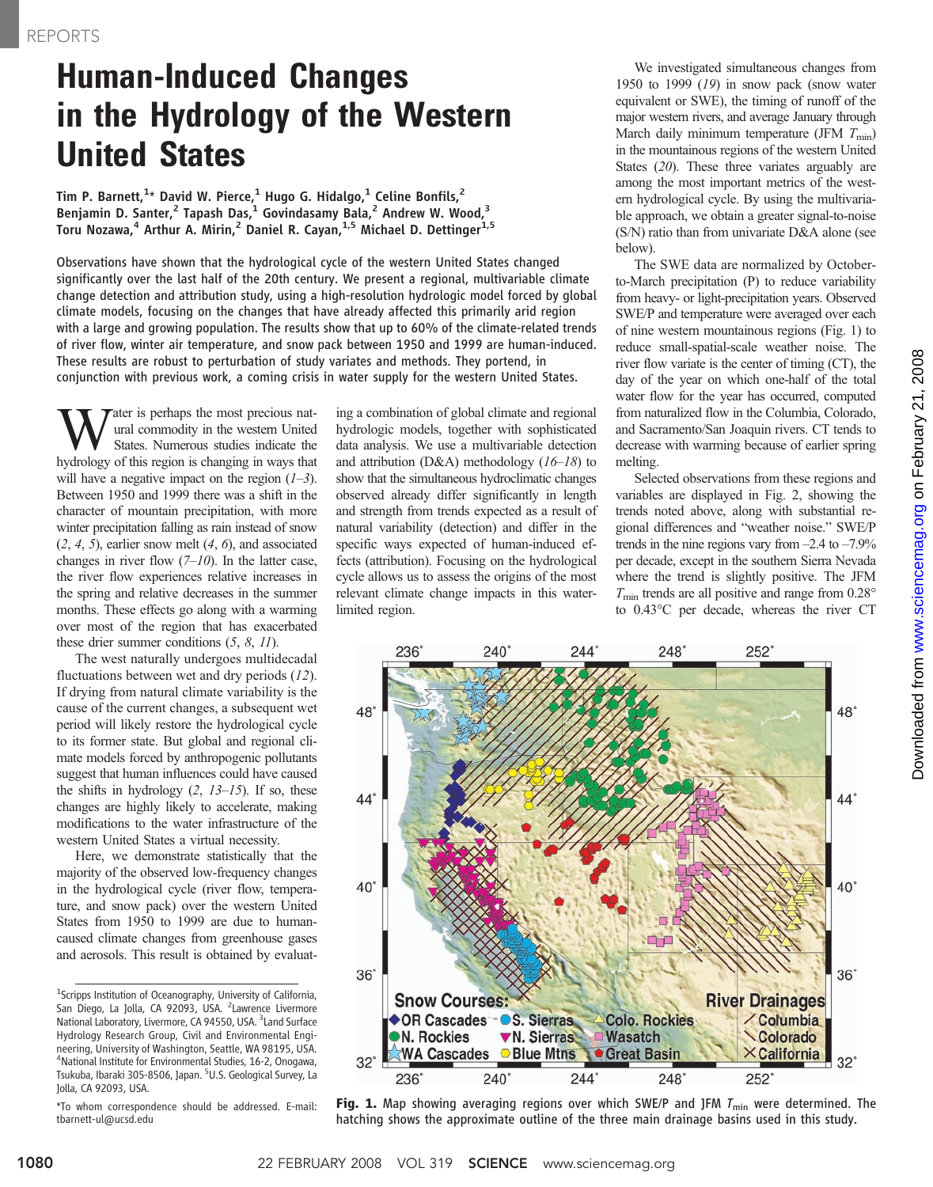# Human-Induced Changes in the Hydrology of the Western United States

**Tim P. Barnett,[1]* David W. Pierce,[1] Hugo G. Hidalgo,[1] Celine Bonfils,[2] Benjamin D. Santer,[2] Tapash Das,[1] Govindasamy Bala,[2] Andrew W. Wood,[3] Toru Nozawa,[4] Arthur A. Mirin,[2] Daniel R. Cayan,[1,5] Michael D. Dettinger[1,5]**

Observations have shown that the hydrological cycle of the western United States changed significantly over the last half of the 20th century. We present a regional, multivariable climate change detection and attribution study, using a high-resolution hydrologic model forced by global climate models, focusing on the changes that have already affected this primarily arid region with a large and growing population. The results show that up to 60% of the climate-related trends of river flow, winter air temperature, and snow pack between 1950 and 1999 are human-induced. These results are robust to perturbation of study variates and methods. They portend, in conjunction with previous work, a coming crisis in water supply for the western United States.

Water is perhaps the most precious natural commodity in the western United States. Numerous studies indicate the hydrology of this region is changing in ways that will have a negative impact on the region (*1*–*3*). Between 1950 and 1999 there was a shift in the character of mountain precipitation, with more winter precipitation falling as rain instead of snow (*2*, *4*, *5*), earlier snow melt (*4*, *6*), and associated changes in river flow (*7*–*10*). In the latter case, the river flow experiences relative increases in the spring and relative decreases in the summer months. These effects go along with a warming over most of the region that has exacerbated these drier summer conditions (*5*, *8*, *11*).

The west naturally undergoes multidecadal fluctuations between wet and dry periods (*12*). If drying from natural climate variability is the cause of the current changes, a subsequent wet period will likely restore the hydrological cycle to its former state. But global and regional climate models forced by anthropogenic pollutants suggest that human influences could have caused the shifts in hydrology (*2*, *13*–*15*). If so, these changes are highly likely to accelerate, making modifications to the water infrastructure of the western United States a virtual necessity.

Here, we demonstrate statistically that the majority of the observed low-frequency changes in the hydrological cycle (river flow, temperature, and snow pack) over the western United States from 1950 to 1999 are due to human-caused climate changes from greenhouse gases and aerosols. This result is obtained by evaluating a combination of global climate and regional hydrologic models, together with sophisticated data analysis. We use a multivariable detection and attribution (D&A) methodology (*16*–*18*) to show that the simultaneous hydroclimatic changes observed already differ significantly in length and strength from trends expected as a result of natural variability (detection) and differ in the specific ways expected of human-induced effects (attribution). Focusing on the hydrological cycle allows us to assess the origins of the most relevant climate change impacts in this water-limited region.

We investigated simultaneous changes from 1950 to 1999 (*19*) in snow pack (snow water equivalent or SWE), the timing of runoff of the major western rivers, and average January through March daily minimum temperature (JFM $T_{min}$) in the mountainous regions of the western United States (*20*). These three variates arguably are among the most important metrics of the western hydrological cycle. By using the multivariable approach, we obtain a greater signal-to-noise (S/N) ratio than from univariate D&A alone (see below).

The SWE data are normalized by October-to-March precipitation (P) to reduce variability from heavy- or light-precipitation years. Observed SWE/P and temperature were averaged over each of nine western mountainous regions (Fig. 1) to reduce small-spatial-scale weather noise. The river flow variate is the center of timing (CT), the day of the year on which one-half of the total water flow for the year has occurred, computed from naturalized flow in the Columbia, Colorado, and Sacramento/San Joaquin rivers. CT tends to decrease with warming because of earlier spring melting.

Selected observations from these regions and variables are displayed in Fig. 2, showing the trends noted above, along with substantial regional differences and "weather noise." SWE/P trends in the nine regions vary from –2.4 to –7.9% per decade, except in the southern Sierra Nevada where the trend is slightly positive. The JFM $T_{min}$ trends are all positive and range from 0.28° to 0.43°C per decade, whereas the river CT

236° 240° 244° 248° 252°
48° 44° 40° 36° 32°
Snow Courses:
OR Cascades
N. Rockies
WA Cascades
S. Sierras
N. Sierras
Blue Mtns
Colo. Rockies
Wasatch
Great Basin
River Drainages
Columbia
Colorado
California

**Fig. 1.** Map showing averaging regions over which SWE/P and JFM $T_{min}$ were determined. The hatching shows the approximate outline of the three main drainage basins used in this study.

[1]Scripps Institution of Oceanography, University of California, San Diego, La Jolla, CA 92093, USA. [2]Lawrence Livermore National Laboratory, Livermore, CA 94550, USA. [3]Land Surface Hydrology Research Group, Civil and Environmental Engineering, University of Washington, Seattle, WA 98195, USA. [4]National Institute for Environmental Studies, 16-2, Onogawa, Tsukuba, Ibaraki 305-8506, Japan. [5]U.S. Geological Survey, La Jolla, CA 92093, USA.

*To whom correspondence should be addressed. E-mail: tbarnett-ul@ucsd.edu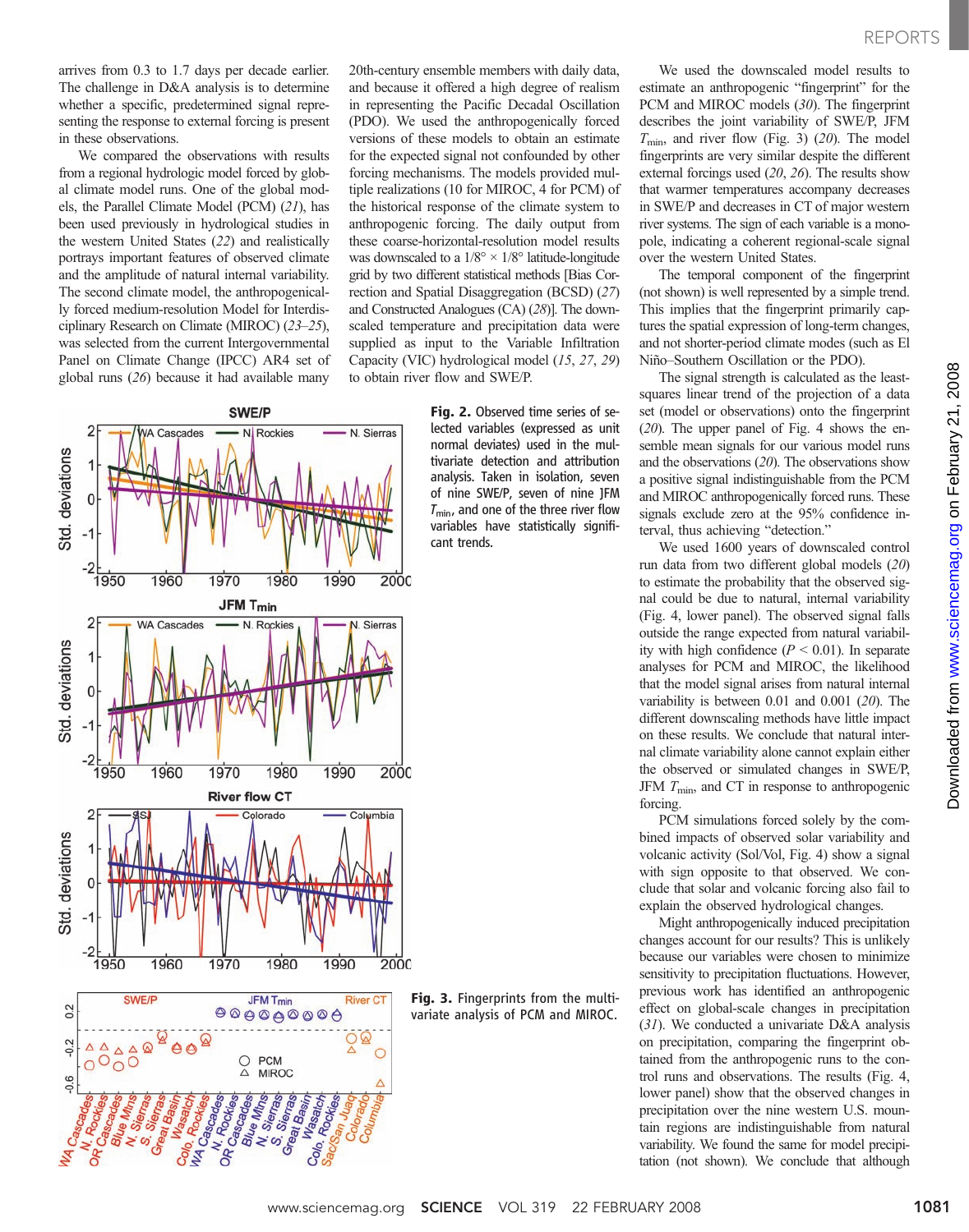arrives from 0.3 to 1.7 days per decade earlier. The challenge in D&A analysis is to determine whether a specific, predetermined signal representing the response to external forcing is present in these observations.

We compared the observations with results from a regional hydrologic model forced by global climate model runs. One of the global models, the Parallel Climate Model (PCM) (*21*), has been used previously in hydrological studies in the western United States (*22*) and realistically portrays important features of observed climate and the amplitude of natural internal variability. The second climate model, the anthropogenically forced medium-resolution Model for Interdisciplinary Research on Climate (MIROC) (*23*–*25*), was selected from the current Intergovernmental Panel on Climate Change (IPCC) AR4 set of global runs (*26*) because it had available many 20th-century ensemble members with daily data, and because it offered a high degree of realism in representing the Pacific Decadal Oscillation (PDO). We used the anthropogenically forced versions of these models to obtain an estimate for the expected signal not confounded by other forcing mechanisms. The models provided multiple realizations (10 for MIROC, 4 for PCM) of the historical response of the climate system to anthropogenic forcing. The daily output from these coarse-horizontal-resolution model results was downscaled to a 1/8° × 1/8° latitude-longitude grid by two different statistical methods [Bias Correction and Spatial Disaggregation (BCSD) (*27*) and Constructed Analogues (CA) (*28*)]. The downscaled temperature and precipitation data were supplied as input to the Variable Infiltration Capacity (VIC) hydrological model (*15*, *27*, *29*) to obtain river flow and SWE/P.

SWE/P

WA Cascades — N. Rockies — N. Sierras

JFM $T_{min}$

WA Cascades — N. Rockies — N. Sierras

River flow CT

SSJ — Colorado — Columbia

Std. deviations

1950 1960 1970 1980 1990 2000

**Fig. 2.** Observed time series of selected variables (expressed as unit normal deviates) used in the multivariate detection and attribution analysis. Taken in isolation, seven of nine SWE/P, seven of nine JFM $T_{min}$, and one of the three river flow variables have statistically significant trends.

SWE/P — JFM $T_{min}$ — River CT

○ PCM
△ MIROC

WA Cascades, N. Rockies, OR Cascades, Blue Mtns, N. Sierras, S. Sierras, Great Basin, Wasatch, Colo. Rockies, WA Cascades, N. Rockies, OR Cascades, Blue Mtns, N. Sierras, S. Sierras, Great Basin, Wasatch, Colo. Rockies, Sac/San Juaq, Colorado, Columbia

**Fig. 3.** Fingerprints from the multivariate analysis of PCM and MIROC.

We used the downscaled model results to estimate an anthropogenic "fingerprint" for the PCM and MIROC models (*30*). The fingerprint describes the joint variability of SWE/P, JFM $T_{min}$, and river flow (Fig. 3) (*20*). The model fingerprints are very similar despite the different external forcings used (*20*, *26*). The results show that warmer temperatures accompany decreases in SWE/P and decreases in CT of major western river systems. The sign of each variable is a monopole, indicating a coherent regional-scale signal over the western United States.

The temporal component of the fingerprint (not shown) is well represented by a simple trend. This implies that the fingerprint primarily captures the spatial expression of long-term changes, and not shorter-period climate modes (such as El Niño–Southern Oscillation or the PDO).

The signal strength is calculated as the least-squares linear trend of the projection of a data set (model or observations) onto the fingerprint (*20*). The upper panel of Fig. 4 shows the ensemble mean signals for our various model runs and the observations (*20*). The observations show a positive signal indistinguishable from the PCM and MIROC anthropogenically forced runs. These signals exclude zero at the 95% confidence interval, thus achieving "detection."

We used 1600 years of downscaled control run data from two different global models (*20*) to estimate the probability that the observed signal could be due to natural, internal variability (Fig. 4, lower panel). The observed signal falls outside the range expected from natural variability with high confidence ($P < 0.01$). In separate analyses for PCM and MIROC, the likelihood that the model signal arises from natural internal variability is between 0.01 and 0.001 (*20*). The different downscaling methods have little impact on these results. We conclude that natural internal climate variability alone cannot explain either the observed or simulated changes in SWE/P, JFM $T_{min}$, and CT in response to anthropogenic forcing.

PCM simulations forced solely by the combined impacts of observed solar variability and volcanic activity (Sol/Vol, Fig. 4) show a signal with sign opposite to that observed. We conclude that solar and volcanic forcing also fail to explain the observed hydrological changes.

Might anthropogenically induced precipitation changes account for our results? This is unlikely because our variables were chosen to minimize sensitivity to precipitation fluctuations. However, previous work has identified an anthropogenic effect on global-scale changes in precipitation (*31*). We conducted a univariate D&A analysis on precipitation, comparing the fingerprint obtained from the anthropogenic runs to the control runs and observations. The results (Fig. 4, lower panel) show that the observed changes in precipitation over the nine western U.S. mountain regions are indistinguishable from natural variability. We found the same for model precipitation (not shown). We conclude that although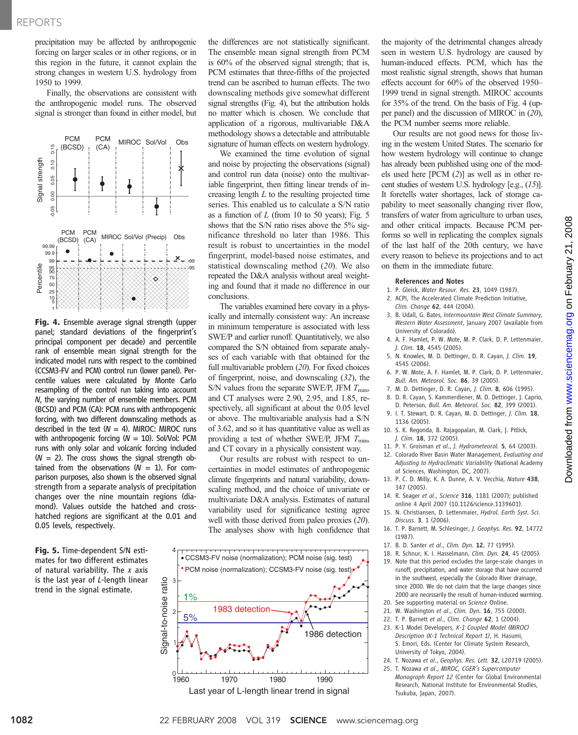precipitation may be affected by anthropogenic forcing on larger scales or in other regions, or in this region in the future, it cannot explain the strong changes in western U.S. hydrology from 1950 to 1999.

Finally, the observations are consistent with the anthropogenic model runs. The observed signal is stronger than found in either model, but the differences are not statistically significant. The ensemble mean signal strength from PCM is 60% of the observed signal strength; that is, PCM estimates that three-fifths of the projected trend can be ascribed to human effects. The two downscaling methods give somewhat different signal strengths (Fig. 4), but the attribution holds no matter which is chosen. We conclude that application of a rigorous, multivariable D&A methodology shows a detectable and attributable signature of human effects on western hydrology.

We examined the time evolution of signal and noise by projecting the observations (signal) and control run data (noise) onto the multivariable fingerprint, then fitting linear trends of increasing length $L$ to the resulting projected time series. This enabled us to calculate a S/N ratio as a function of $L$ (from 10 to 50 years); Fig. 5 shows that the S/N ratio rises above the 5% significance threshold no later than 1986. This result is robust to uncertainties in the model fingerprint, model-based noise estimates, and statistical downscaling method (20). We also repeated the D&A analysis without areal weighting and found that it made no difference in our conclusions.

The variables examined here covary in a physically and internally consistent way: An increase in minimum temperature is associated with less SWE/P and earlier runoff. Quantitatively, we also compared the S/N obtained from separate analyses of each variable with that obtained for the full multivariable problem (20). For fixed choices of fingerprint, noise, and downscaling (32), the S/N values from the separate SWE/P, JFM $T_{min}$, and CT analyses were 2.90, 2.95, and 1.85, respectively, all significant at about the 0.05 level or above. The multivariable analysis had a S/N of 3.62, and so it has quantitative value as well as providing a test of whether SWE/P, JFM $T_{min}$, and CT covary in a physically consistent way.

Our results are robust with respect to uncertainties in model estimates of anthropogenic climate fingerprints and natural variability, downscaling method, and the choice of univariate or multivariate D&A analysis. Estimates of natural variability used for significance testing agree well with those derived from paleo proxies (20). The analyses show with high confidence that the majority of the detrimental changes already seen in western U.S. hydrology are caused by human-induced effects. PCM, which has the most realistic signal strength, shows that human effects account for 60% of the observed 1950–1999 trend in signal strength. MIROC accounts for 35% of the trend. On the basis of Fig. 4 (upper panel) and the discussion of MIROC in (20), the PCM number seems more reliable.

Our results are not good news for those living in the western United States. The scenario for how western hydrology will continue to change has already been published using one of the models used here [PCM (2)] as well as in other recent studies of western U.S. hydrology [e.g., (15)]. It foretells water shortages, lack of storage capability to meet seasonally changing river flow, transfers of water from agriculture to urban uses, and other critical impacts. Because PCM performs so well in replicating the complex signals of the last half of the 20th century, we have every reason to believe its projections and to act on them in the immediate future.

PCM (BCSD)
PCM (CA)
MIROC
Sol/Vol
Obs
Signal strength
-0.05
0.00
0.05
0.10
0.15

PCM (BCSD)
PCM (CA)
MIROC
Sol/Vol (Precip)
Obs
Percentile
99.99
99.9
99
95
90
75
50
25
10
5
1
99
95

**Fig. 4.** Ensemble average signal strength (upper panel; standard deviations of the fingerprint's principal component per decade) and percentile rank of ensemble mean signal strength for the indicated model runs with respect to the combined (CCSM3-FV and PCM) control run (lower panel). Percentile values were calculated by Monte Carlo resampling of the control run taking into account $N$, the varying number of ensemble members. PCM (BCSD) and PCM (CA): PCM runs with anthropogenic forcing, with two different downscaling methods as described in the text ($N$ = 4). MIROC: MIROC runs with anthropogenic forcing ($N$ = 10). Sol/Vol: PCM runs with only solar and volcanic forcing included ($N$ = 2). The cross shows the signal strength obtained from the observations ($N$ = 1). For comparison purposes, also shown is the observed signal strength from a separate analysis of precipitation changes over the nine mountain regions (diamond). Values outside the hatched and cross-hatched regions are significant at the 0.01 and 0.05 levels, respectively.

CCSM3-FV noise (normalization); PCM noise (sig. test)
PCM noise (normalization); CCSM3-FV noise (sig. test)
Signal-to-noise ratio
0
1
2
3
4
1%
5%
1983 detection
1986 detection
1960
1970
1980
1990
Last year of L-length linear trend in signal

**Fig. 5.** Time-dependent S/N estimates for two different estimates of natural variability. The $x$ axis is the last year of $L$-length linear trend in the signal estimate.

### References and Notes

1. P. Gleick, *Water Resour. Res.* **23**, 1049 (1987).
2. ACPI, The Accelerated Climate Prediction Initiative, *Clim. Change* **62**, 444 (2004).
3. B. Udall, G. Bates, *Intermountain West Climate Summary, Western Water Assessment*, January 2007 (available from University of Colorado).
4. A. F. Hamlet, P. W. Mote, M. P. Clark, D. P. Lettenmaier, *J. Clim.* **18**, 4545 (2005).
5. N. Knowles, M. D. Dettinger, D. R. Cayan, *J. Clim.* **19**, 4545 (2006).
6. P. W. Mote, A. F. Hamlet, M. P. Clark, D. P. Lettenmaier, *Bull. Am. Meteorol. Soc.* **86**, 39 (2005).
7. M. D. Dettinger, D. R. Cayan, *J. Clim.* **8**, 606 (1995).
8. D. R. Cayan, S. Kammerdiener, M. D. Dettinger, J. Caprio, D. Peterson, *Bull. Am. Meteorol. Soc.* **82**, 399 (2001).
9. I. T. Stewart, D. R. Cayan, M. D. Dettinger, *J. Clim.* **18**, 1136 (2005).
10. S. K. Regonda, B. Rajagopalan, M. Clark, J. Pitlick, *J. Clim.* **18**, 372 (2005).
11. P. Y. Groisman *et al.*, *J. Hydrometeorol.* **5**, 64 (2003).
12. Colorado River Basin Water Management, *Evaluating and Adjusting to Hydroclimatic Variability* (National Academy of Sciences, Washington, DC, 2007).
13. P. C. D. Milly, K. A. Dunne, A. V. Vecchia, *Nature* **438**, 347 (2005).
14. R. Seager *et al.*, *Science* **316**, 1181 (2007); published online 4 April 2007 (10.1126/science.1139601).
15. N. Christiansen, D. Lettenmaier, *Hydrol. Earth Syst. Sci. Discuss.* **3**, 1 (2006).
16. T. P. Barnett, M. Schlesinger, *J. Geophys. Res.* **92**, 14772 (1987).
17. B. D. Santer *et al.*, *Clim. Dyn.* **12**, 77 (1995).
18. R. Schnur, K. I. Hasselmann, *Clim. Dyn.* **24**, 45 (2005).
19. Note that this period excludes the large-scale changes in runoff, precipitation, and water storage that have occurred in the southwest, especially the Colorado River drainage, since 2000. We do not claim that the large changes since 2000 are necessarily the result of human-induced warming.
20. See supporting material on *Science* Online.
21. W. Washington *et al.*, *Clim. Dyn.* **16**, 755 (2000).
22. T. P. Barnett *et al.*, *Clim. Change* **62**, 1 (2004).
23. K-1 Model Developers, *K-1 Coupled Model (MIROC) Description (K-1 Technical Report 1)*, H. Hasumi, S. Emori, Eds. (Center for Climate System Research, University of Tokyo, 2004).
24. T. Nozawa *et al.*, *Geophys. Res. Lett.* **32**, L20719 (2005).
25. T. Nozawa *et al.*, *MIROC, CGER's Supercomputer Monograph Report 12* (Center for Global Environmental Research, National Institute for Environmental Studies, Tsukuba, Japan, 2007).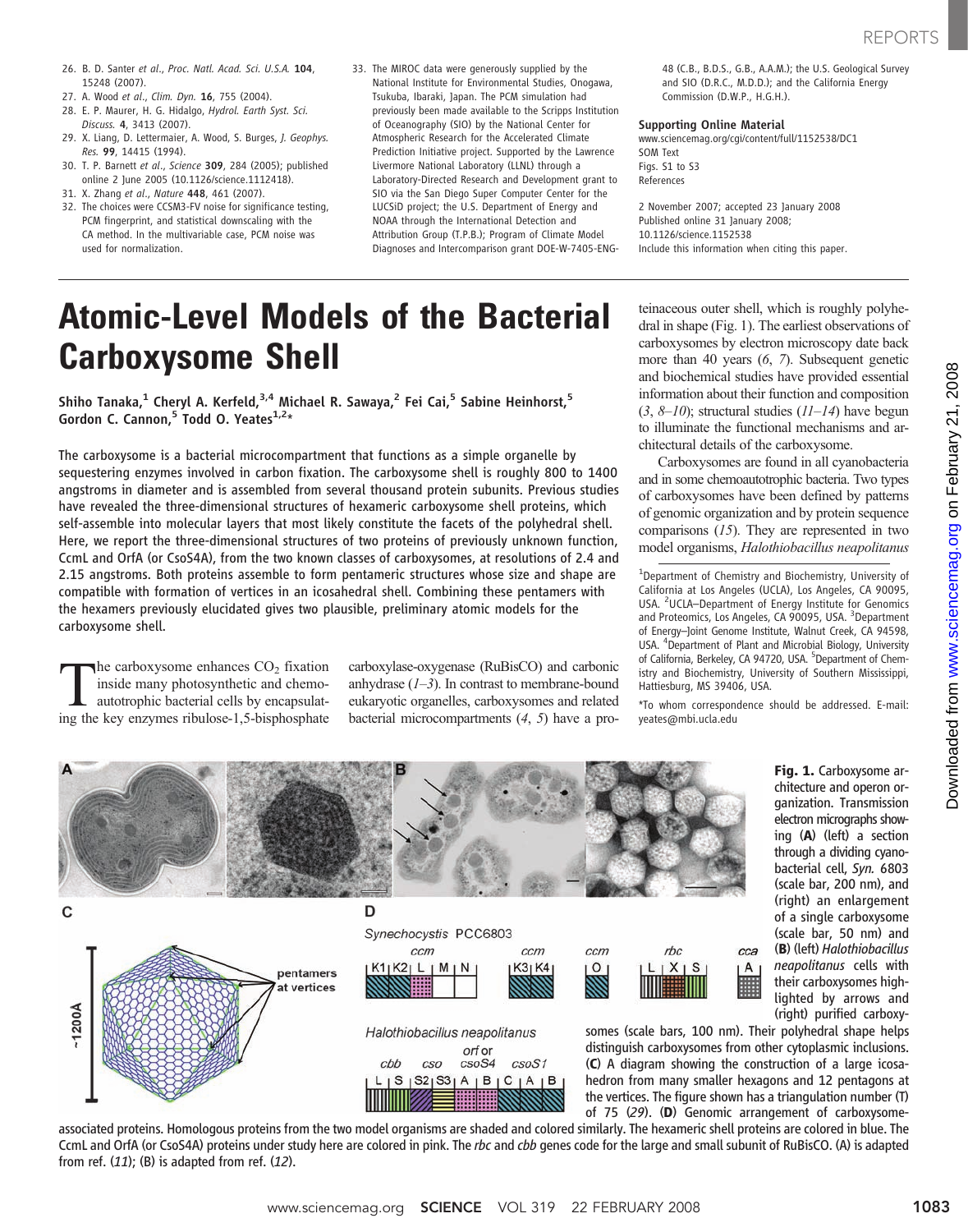26. B. D. Santer *et al.*, *Proc. Natl. Acad. Sci. U.S.A.* **104**, 15248 (2007).
27. A. Wood *et al.*, *Clim. Dyn.* **16**, 755 (2004).
28. E. P. Maurer, H. G. Hidalgo, *Hydrol. Earth Syst. Sci. Discuss.* **4**, 3413 (2007).
29. X. Liang, D. Lettermaier, A. Wood, S. Burges, *J. Geophys. Res.* **99**, 14415 (1994).
30. T. P. Barnett *et al.*, *Science* **309**, 284 (2005); published online 2 June 2005 (10.1126/science.1112418).
31. X. Zhang *et al.*, *Nature* **448**, 461 (2007).
32. The choices were CCSM3-FV noise for significance testing, PCM fingerprint, and statistical downscaling with the CA method. In the multivariable case, PCM noise was used for normalization.
33. The MIROC data were generously supplied by the National Institute for Environmental Studies, Onogawa, Tsukuba, Ibaraki, Japan. The PCM simulation had previously been made available to the Scripps Institution of Oceanography (SIO) by the National Center for Atmospheric Research for the Accelerated Climate Prediction Initiative project. Supported by the Lawrence Livermore National Laboratory (LLNL) through a Laboratory-Directed Research and Development grant to SIO via the San Diego Super Computer Center for the LUCSiD project; the U.S. Department of Energy and NOAA through the International Detection and Attribution Group (T.P.B.); Program of Climate Model Diagnoses and Intercomparison grant DOE-W-7405-ENG-48 (C.B., B.D.S., G.B., A.A.M.); the U.S. Geological Survey and SIO (D.R.C., M.D.D.); and the California Energy Commission (D.W.P., H.G.H.).

**Supporting Online Material**
www.sciencemag.org/cgi/content/full/1152538/DC1
SOM Text
Figs. S1 to S3
References

2 November 2007; accepted 23 January 2008
Published online 31 January 2008;
10.1126/science.1152538
Include this information when citing this paper.

# Atomic-Level Models of the Bacterial Carboxysome Shell

**Shiho Tanaka,[1] Cheryl A. Kerfeld,[3,4] Michael R. Sawaya,[2] Fei Cai,[5] Sabine Heinhorst,[5] Gordon C. Cannon,[5] Todd O. Yeates[1,2]\***

**The carboxysome is a bacterial microcompartment that functions as a simple organelle by sequestering enzymes involved in carbon fixation. The carboxysome shell is roughly 800 to 1400 angstroms in diameter and is assembled from several thousand protein subunits. Previous studies have revealed the three-dimensional structures of hexameric carboxysome shell proteins, which self-assemble into molecular layers that most likely constitute the facets of the polyhedral shell. Here, we report the three-dimensional structures of two proteins of previously unknown function, CcmL and OrfA (or CsoS4A), from the two known classes of carboxysomes, at resolutions of 2.4 and 2.15 angstroms. Both proteins assemble to form pentameric structures whose size and shape are compatible with formation of vertices in an icosahedral shell. Combining these pentamers with the hexamers previously elucidated gives two plausible, preliminary atomic models for the carboxysome shell.**

The carboxysome enhances $CO_2$ fixation inside many photosynthetic and chemoautotrophic bacterial cells by encapsulating the key enzymes ribulose-1,5-bisphosphate carboxylase-oxygenase (RuBisCO) and carbonic anhydrase (*1*–*3*). In contrast to membrane-bound eukaryotic organelles, carboxysomes and related bacterial microcompartments (*4*, *5*) have a proteinaceous outer shell, which is roughly polyhedral in shape (Fig. 1). The earliest observations of carboxysomes by electron microscopy date back more than 40 years (*6*, *7*). Subsequent genetic and biochemical studies have provided essential information about their function and composition (*3*, *8*–*10*); structural studies (*11*–*14*) have begun to illuminate the functional mechanisms and architectural details of the carboxysome.

Carboxysomes are found in all cyanobacteria and in some chemoautotrophic bacteria. Two types of carboxysomes have been defined by patterns of genomic organization and by protein sequence comparisons (*15*). They are represented in two model organisms, *Halothiobacillus neapolitanus*

[1]Department of Chemistry and Biochemistry, University of California at Los Angeles (UCLA), Los Angeles, CA 90095, USA. [2]UCLA–Department of Energy Institute for Genomics and Proteomics, Los Angeles, CA 90095, USA. [3]Department of Energy–Joint Genome Institute, Walnut Creek, CA 94598, USA. [4]Department of Plant and Microbial Biology, University of California, Berkeley, CA 94720, USA. [5]Department of Chemistry and Biochemistry, University of Southern Mississippi, Hattiesburg, MS 39406, USA.

\*To whom correspondence should be addressed. E-mail: yeates@mbi.ucla.edu

A
B
C
~1200Å
pentamers at vertices
D
Synechocystis PCC6803
ccm
K1 K2 L M N
ccm
K3 K4
ccm
O
rbc
L X S
cca
A
Halothiobacillus neapolitanus
cbb
L S
cso
S2 S3
orf or csoS4
A B
C
csoS1
A B

**Fig. 1.** Carboxysome architecture and operon organization. Transmission electron micrographs showing (**A**) (left) a section through a dividing cyanobacterial cell, *Syn.* 6803 (scale bar, 200 nm), and (right) an enlargement of a single carboxysome (scale bar, 50 nm) and (**B**) (left) *Halothiobacillus neapolitanus* cells with their carboxysomes highlighted by arrows and (right) purified carboxysomes (scale bars, 100 nm). Their polyhedral shape helps distinguish carboxysomes from other cytoplasmic inclusions. (**C**) A diagram showing the construction of a large icosahedron from many smaller hexagons and 12 pentagons at the vertices. The figure shown has a triangulation number (T) of 75 (*29*). (**D**) Genomic arrangement of carboxysome-associated proteins. Homologous proteins from the two model organisms are shaded and colored similarly. The hexameric shell proteins are colored in blue. The CcmL and OrfA (or CsoS4A) proteins under study here are colored in pink. The *rbc* and *cbb* genes code for the large and small subunit of RuBisCO. (A) is adapted from ref. (*11*); (B) is adapted from ref. (*12*).